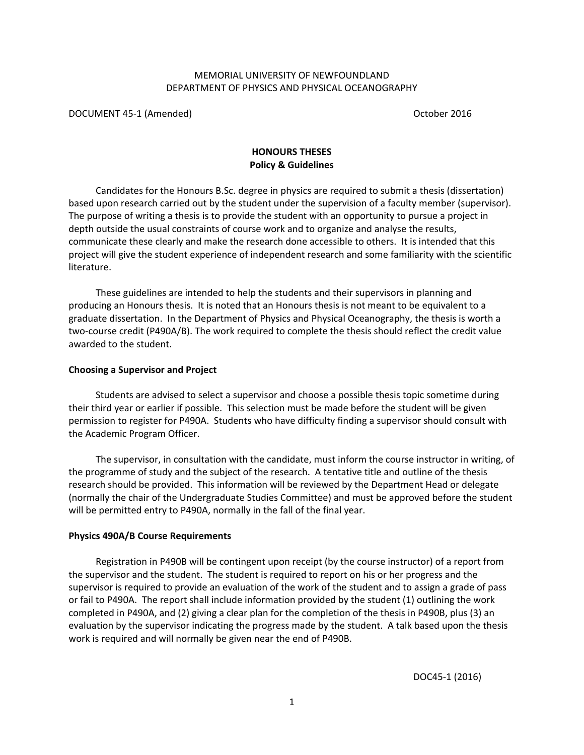MEMORIAL UNIVERSITY OF NEWFOUNDLAND
DEPARTMENT OF PHYSICS AND PHYSICAL OCEANOGRAPHY

DOCUMENT 45-1 (Amended) October 2016

# HONOURS THESES
## Policy & Guidelines

Candidates for the Honours B.Sc. degree in physics are required to submit a thesis (dissertation) based upon research carried out by the student under the supervision of a faculty member (supervisor). The purpose of writing a thesis is to provide the student with an opportunity to pursue a project in depth outside the usual constraints of course work and to organize and analyse the results, communicate these clearly and make the research done accessible to others. It is intended that this project will give the student experience of independent research and some familiarity with the scientific literature.

These guidelines are intended to help the students and their supervisors in planning and producing an Honours thesis. It is noted that an Honours thesis is not meant to be equivalent to a graduate dissertation. In the Department of Physics and Physical Oceanography, the thesis is worth a two-course credit (P490A/B). The work required to complete the thesis should reflect the credit value awarded to the student.

### Choosing a Supervisor and Project

Students are advised to select a supervisor and choose a possible thesis topic sometime during their third year or earlier if possible. This selection must be made before the student will be given permission to register for P490A. Students who have difficulty finding a supervisor should consult with the Academic Program Officer.

The supervisor, in consultation with the candidate, must inform the course instructor in writing, of the programme of study and the subject of the research. A tentative title and outline of the thesis research should be provided. This information will be reviewed by the Department Head or delegate (normally the chair of the Undergraduate Studies Committee) and must be approved before the student will be permitted entry to P490A, normally in the fall of the final year.

### Physics 490A/B Course Requirements

Registration in P490B will be contingent upon receipt (by the course instructor) of a report from the supervisor and the student. The student is required to report on his or her progress and the supervisor is required to provide an evaluation of the work of the student and to assign a grade of pass or fail to P490A. The report shall include information provided by the student (1) outlining the work completed in P490A, and (2) giving a clear plan for the completion of the thesis in P490B, plus (3) an evaluation by the supervisor indicating the progress made by the student. A talk based upon the thesis work is required and will normally be given near the end of P490B.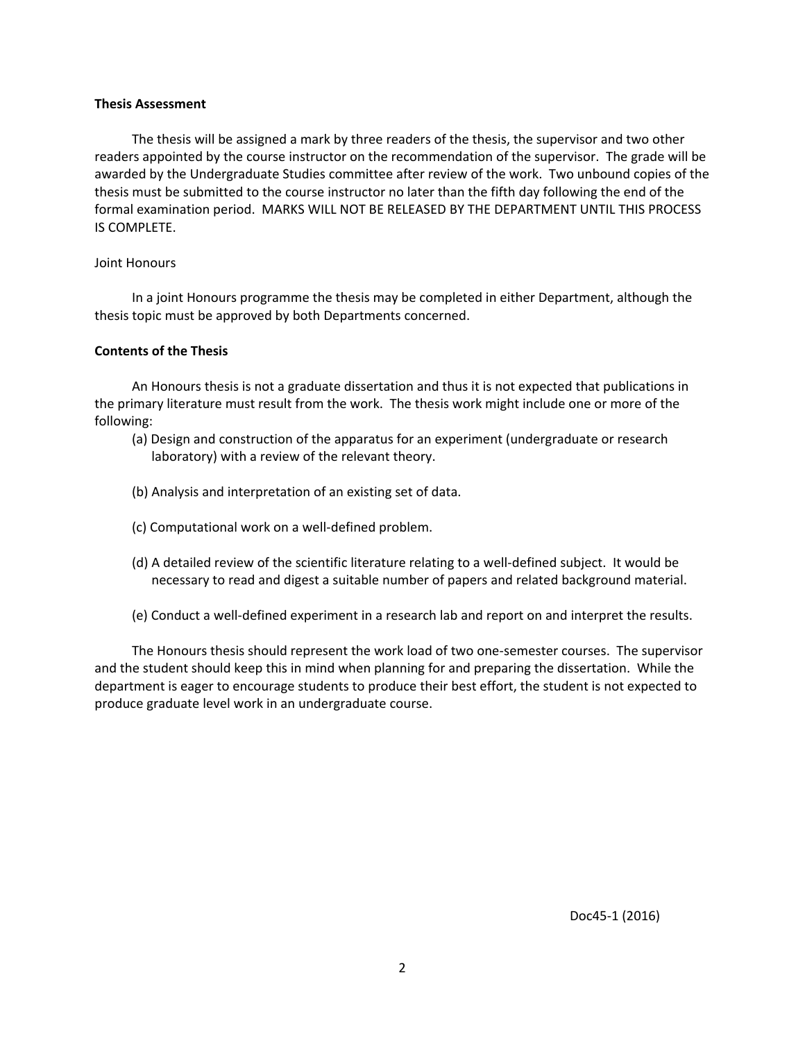**Thesis Assessment**

The thesis will be assigned a mark by three readers of the thesis, the supervisor and two other readers appointed by the course instructor on the recommendation of the supervisor. The grade will be awarded by the Undergraduate Studies committee after review of the work. Two unbound copies of the thesis must be submitted to the course instructor no later than the fifth day following the end of the formal examination period. MARKS WILL NOT BE RELEASED BY THE DEPARTMENT UNTIL THIS PROCESS IS COMPLETE.

Joint Honours

In a joint Honours programme the thesis may be completed in either Department, although the thesis topic must be approved by both Departments concerned.

**Contents of the Thesis**

An Honours thesis is not a graduate dissertation and thus it is not expected that publications in the primary literature must result from the work. The thesis work might include one or more of the following:

(a) Design and construction of the apparatus for an experiment (undergraduate or research laboratory) with a review of the relevant theory.

(b) Analysis and interpretation of an existing set of data.

(c) Computational work on a well-defined problem.

(d) A detailed review of the scientific literature relating to a well-defined subject. It would be necessary to read and digest a suitable number of papers and related background material.

(e) Conduct a well-defined experiment in a research lab and report on and interpret the results.

The Honours thesis should represent the work load of two one-semester courses. The supervisor and the student should keep this in mind when planning for and preparing the dissertation. While the department is eager to encourage students to produce their best effort, the student is not expected to produce graduate level work in an undergraduate course.

Doc45-1 (2016)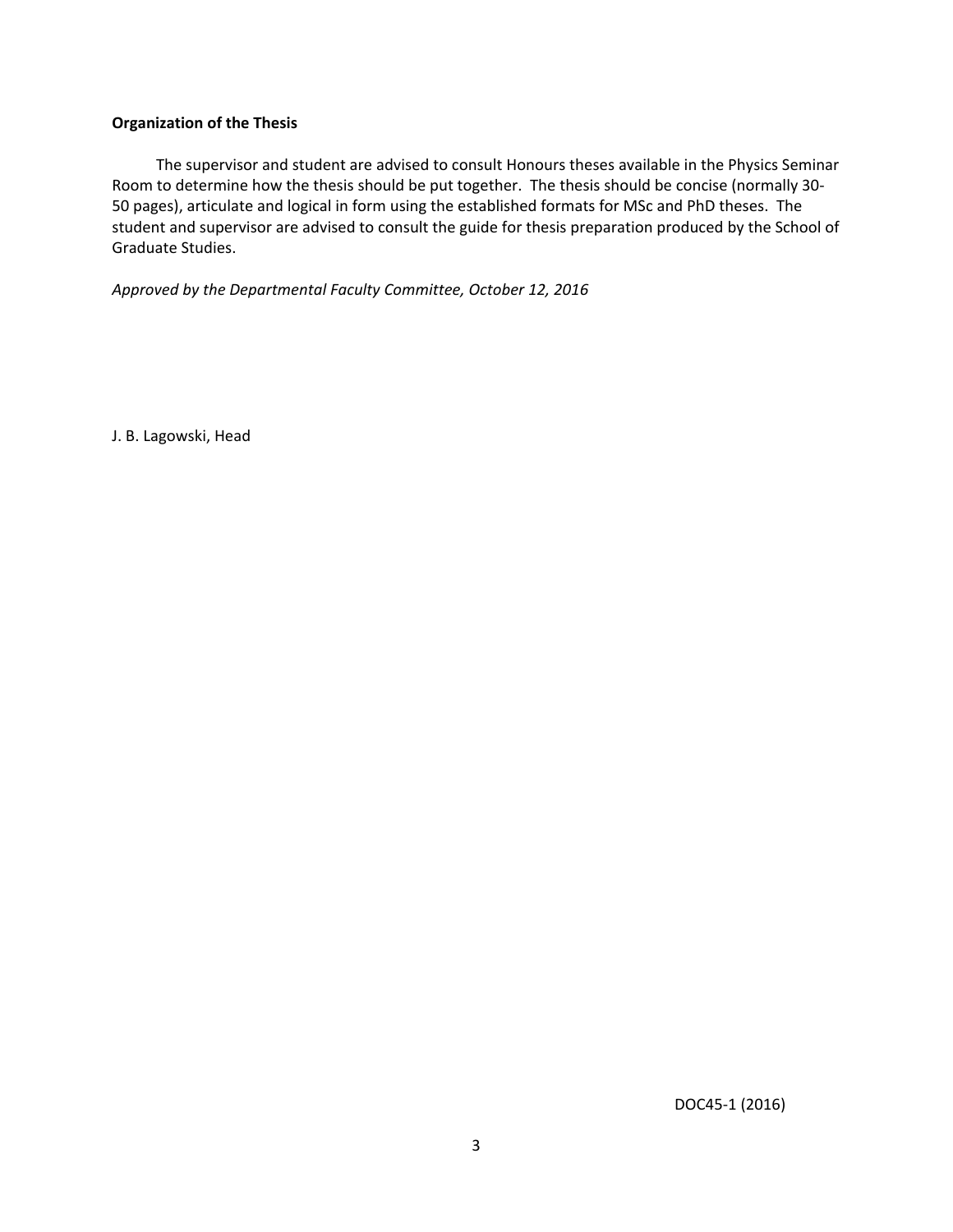**Organization of the Thesis**

The supervisor and student are advised to consult Honours theses available in the Physics Seminar Room to determine how the thesis should be put together. The thesis should be concise (normally 30-50 pages), articulate and logical in form using the established formats for MSc and PhD theses. The student and supervisor are advised to consult the guide for thesis preparation produced by the School of Graduate Studies.

*Approved by the Departmental Faculty Committee, October 12, 2016*

J. B. Lagowski, Head

DOC45-1 (2016)